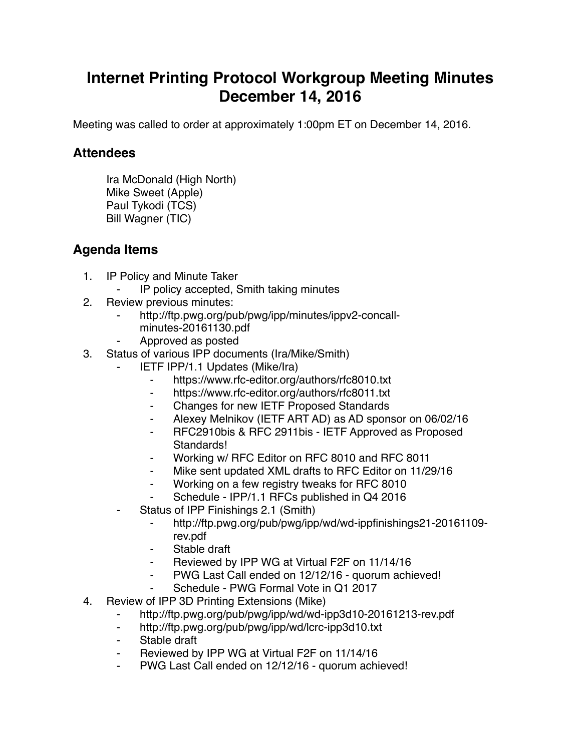# Internet Printing Protocol Workgroup Meeting Minutes December 14, 2016

Meeting was called to order at approximately 1:00pm ET on December 14, 2016.

## Attendees

Ira McDonald (High North)
Mike Sweet (Apple)
Paul Tykodi (TCS)
Bill Wagner (TIC)

## Agenda Items

1. IP Policy and Minute Taker
    - IP policy accepted, Smith taking minutes
2. Review previous minutes:
    - http://ftp.pwg.org/pub/pwg/ipp/minutes/ippv2-concall-minutes-20161130.pdf
    - Approved as posted
3. Status of various IPP documents (Ira/Mike/Smith)
    - IETF IPP/1.1 Updates (Mike/Ira)
        - https://www.rfc-editor.org/authors/rfc8010.txt
        - https://www.rfc-editor.org/authors/rfc8011.txt
        - Changes for new IETF Proposed Standards
        - Alexey Melnikov (IETF ART AD) as AD sponsor on 06/02/16
        - RFC2910bis & RFC 2911bis - IETF Approved as Proposed Standards!
        - Working w/ RFC Editor on RFC 8010 and RFC 8011
        - Mike sent updated XML drafts to RFC Editor on 11/29/16
        - Working on a few registry tweaks for RFC 8010
        - Schedule - IPP/1.1 RFCs published in Q4 2016
    - Status of IPP Finishings 2.1 (Smith)
        - http://ftp.pwg.org/pub/pwg/ipp/wd/wd-ippfinishings21-20161109-rev.pdf
        - Stable draft
        - Reviewed by IPP WG at Virtual F2F on 11/14/16
        - PWG Last Call ended on 12/12/16 - quorum achieved!
        - Schedule - PWG Formal Vote in Q1 2017
4. Review of IPP 3D Printing Extensions (Mike)
    - http://ftp.pwg.org/pub/pwg/ipp/wd/wd-ipp3d10-20161213-rev.pdf
    - http://ftp.pwg.org/pub/pwg/ipp/wd/lcrc-ipp3d10.txt
    - Stable draft
    - Reviewed by IPP WG at Virtual F2F on 11/14/16
    - PWG Last Call ended on 12/12/16 - quorum achieved!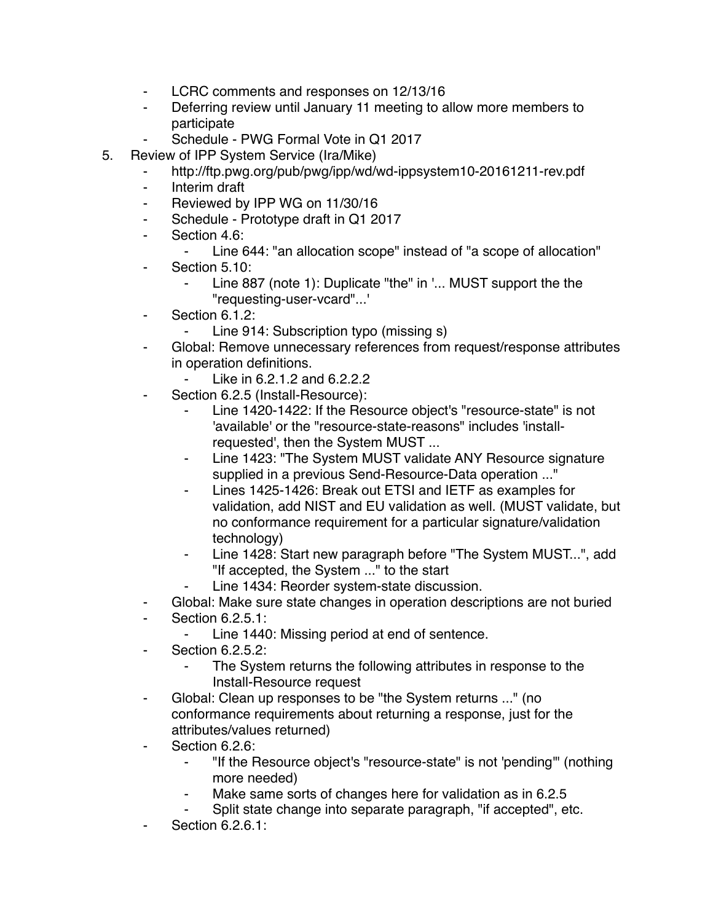- LCRC comments and responses on 12/13/16
    - Deferring review until January 11 meeting to allow more members to participate
    - Schedule - PWG Formal Vote in Q1 2017
5. Review of IPP System Service (Ira/Mike)
    - http://ftp.pwg.org/pub/pwg/ipp/wd/wd-ippsystem10-20161211-rev.pdf
    - Interim draft
    - Reviewed by IPP WG on 11/30/16
    - Schedule - Prototype draft in Q1 2017
    - Section 4.6:
        - Line 644: "an allocation scope" instead of "a scope of allocation"
    - Section 5.10:
        - Line 887 (note 1): Duplicate "the" in '... MUST support the the "requesting-user-vcard"...'
    - Section 6.1.2:
        - Line 914: Subscription typo (missing s)
    - Global: Remove unnecessary references from request/response attributes in operation definitions.
        - Like in 6.2.1.2 and 6.2.2.2
    - Section 6.2.5 (Install-Resource):
        - Line 1420-1422: If the Resource object's "resource-state" is not 'available' or the "resource-state-reasons" includes 'install-requested', then the System MUST ...
        - Line 1423: "The System MUST validate ANY Resource signature supplied in a previous Send-Resource-Data operation ..."
        - Lines 1425-1426: Break out ETSI and IETF as examples for validation, add NIST and EU validation as well. (MUST validate, but no conformance requirement for a particular signature/validation technology)
        - Line 1428: Start new paragraph before "The System MUST...", add "If accepted, the System ..." to the start
        - Line 1434: Reorder system-state discussion.
    - Global: Make sure state changes in operation descriptions are not buried
    - Section 6.2.5.1:
        - Line 1440: Missing period at end of sentence.
    - Section 6.2.5.2:
        - The System returns the following attributes in response to the Install-Resource request
    - Global: Clean up responses to be "the System returns ..." (no conformance requirements about returning a response, just for the attributes/values returned)
    - Section 6.2.6:
        - "If the Resource object's "resource-state" is not 'pending'" (nothing more needed)
        - Make same sorts of changes here for validation as in 6.2.5
        - Split state change into separate paragraph, "if accepted", etc.
    - Section 6.2.6.1: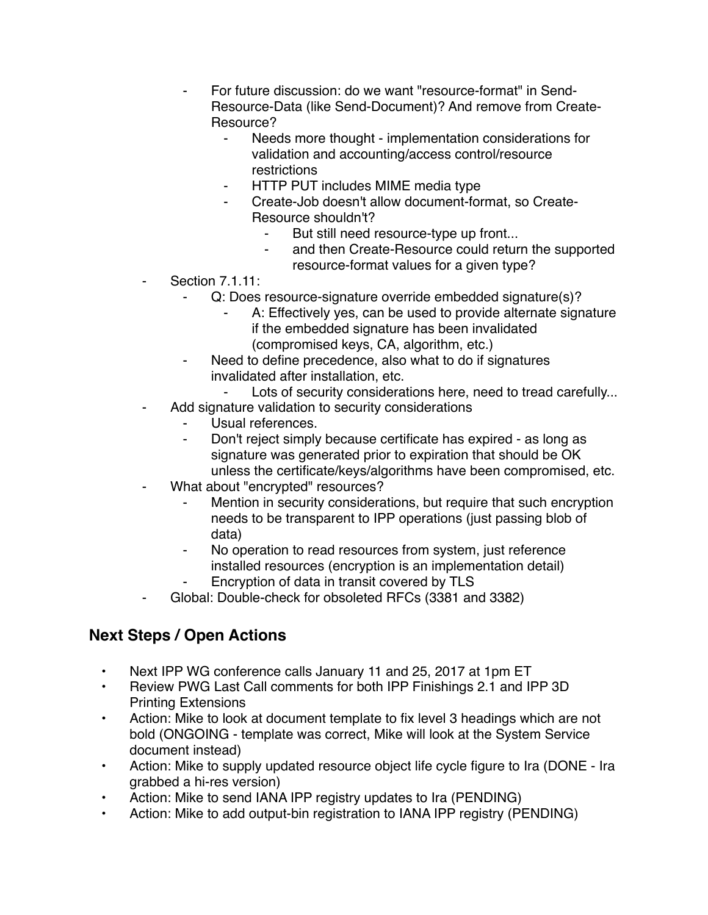- For future discussion: do we want "resource-format" in Send-Resource-Data (like Send-Document)? And remove from Create-Resource?
    - Needs more thought - implementation considerations for validation and accounting/access control/resource restrictions
    - HTTP PUT includes MIME media type
    - Create-Job doesn't allow document-format, so Create-Resource shouldn't?
        - But still need resource-type up front...
        - and then Create-Resource could return the supported resource-format values for a given type?
- Section 7.1.11:
    - Q: Does resource-signature override embedded signature(s)?
        - A: Effectively yes, can be used to provide alternate signature if the embedded signature has been invalidated (compromised keys, CA, algorithm, etc.)
    - Need to define precedence, also what to do if signatures invalidated after installation, etc.
        - Lots of security considerations here, need to tread carefully...
- Add signature validation to security considerations
    - Usual references.
    - Don't reject simply because certificate has expired - as long as signature was generated prior to expiration that should be OK unless the certificate/keys/algorithms have been compromised, etc.
- What about "encrypted" resources?
    - Mention in security considerations, but require that such encryption needs to be transparent to IPP operations (just passing blob of data)
    - No operation to read resources from system, just reference installed resources (encryption is an implementation detail)
    - Encryption of data in transit covered by TLS
- Global: Double-check for obsoleted RFCs (3381 and 3382)

## Next Steps / Open Actions

- Next IPP WG conference calls January 11 and 25, 2017 at 1pm ET
- Review PWG Last Call comments for both IPP Finishings 2.1 and IPP 3D Printing Extensions
- Action: Mike to look at document template to fix level 3 headings which are not bold (ONGOING - template was correct, Mike will look at the System Service document instead)
- Action: Mike to supply updated resource object life cycle figure to Ira (DONE - Ira grabbed a hi-res version)
- Action: Mike to send IANA IPP registry updates to Ira (PENDING)
- Action: Mike to add output-bin registration to IANA IPP registry (PENDING)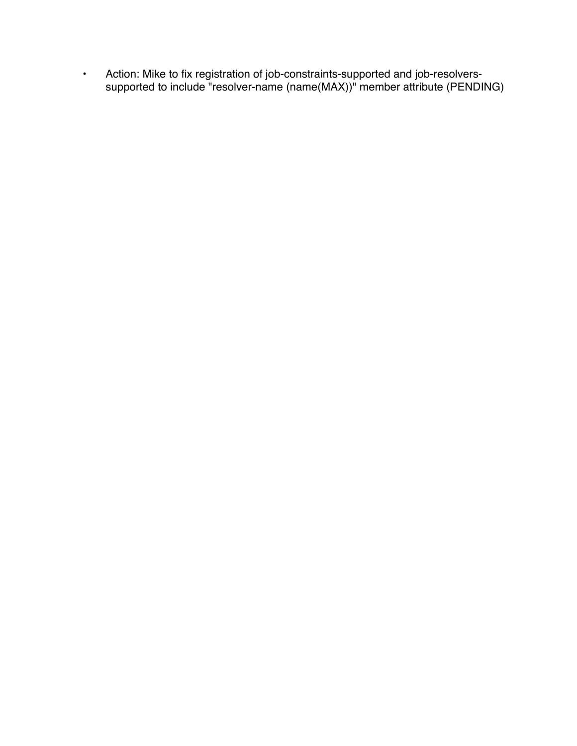- Action: Mike to fix registration of job-constraints-supported and job-resolvers-supported to include "resolver-name (name(MAX))" member attribute (PENDING)